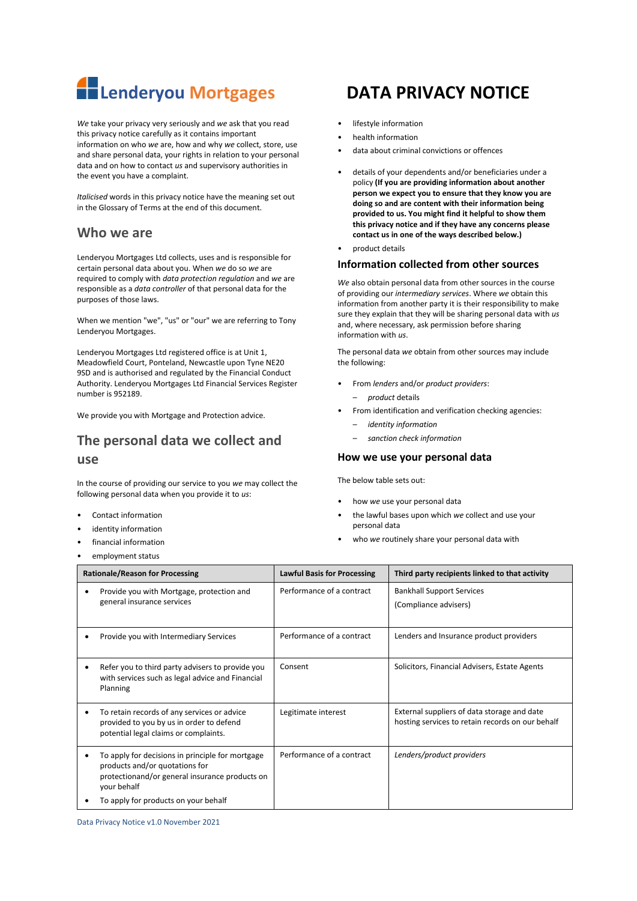# Lenderyou Mortgages

# DATA PRIVACY NOTICE

*We* take your privacy very seriously and *we* ask that you read this privacy notice carefully as it contains important information on who *we* are, how and why *we* collect, store, use and share personal data, your rights in relation to your personal data and on how to contact *us* and supervisory authorities in the event you have a complaint.

*Italicised* words in this privacy notice have the meaning set out in the Glossary of Terms at the end of this document.

## Who we are

Lenderyou Mortgages Ltd collects, uses and is responsible for certain personal data about you. When *we* do so *we* are required to comply with *data protection regulation* and *we* are responsible as a *data controller* of that personal data for the purposes of those laws.

When we mention "we", "us" or "our" we are referring to Tony Lenderyou Mortgages.

Lenderyou Mortgages Ltd registered office is at Unit 1, Meadowfield Court, Ponteland, Newcastle upon Tyne NE20 9SD and is authorised and regulated by the Financial Conduct Authority. Lenderyou Mortgages Ltd Financial Services Register number is 952189.

We provide you with Mortgage and Protection advice.

## The personal data we collect and use

In the course of providing our service to you *we* may collect the following personal data when you provide it to *us*:

- Contact information
- identity information
- financial information
- employment status
- lifestyle information
- health information
- data about criminal convictions or offences
- details of your dependents and/or beneficiaries under a policy **(If you are providing information about another person we expect you to ensure that they know you are doing so and are content with their information being provided to us. You might find it helpful to show them this privacy notice and if they have any concerns please contact us in one of the ways described below.)**
- product details

### Information collected from other sources

*We* also obtain personal data from other sources in the course of providing our *intermediary services*. Where *we* obtain this information from another party it is their responsibility to make sure they explain that they will be sharing personal data with *us* and, where necessary, ask permission before sharing information with *us*.

The personal data *we* obtain from other sources may include the following:

- From *lenders* and/or *product providers*:
  - *product* details
- From identification and verification checking agencies:
  - *identity information*
  - *sanction check information*

### How we use your personal data

The below table sets out:

- how *we* use your personal data
- the lawful bases upon which *we* collect and use your personal data
- who *we* routinely share your personal data with

| Rationale/Reason for Processing | Lawful Basis for Processing | Third party recipients linked to that activity |
|---|---|---|
| • Provide you with Mortgage, protection and general insurance services | Performance of a contract | Bankhall Support Services<br>(Compliance advisers) |
| • Provide you with Intermediary Services | Performance of a contract | Lenders and Insurance product providers |
| • Refer you to third party advisers to provide you with services such as legal advice and Financial Planning | Consent | Solicitors, Financial Advisers, Estate Agents |
| • To retain records of any services or advice provided to you by us in order to defend potential legal claims or complaints. | Legitimate interest | External suppliers of data storage and date hosting services to retain records on our behalf |
| • To apply for decisions in principle for mortgage products and/or quotations for protectionand/or general insurance products on your behalf<br>• To apply for products on your behalf | Performance of a contract | *Lenders/product providers* |

Data Privacy Notice v1.0 November 2021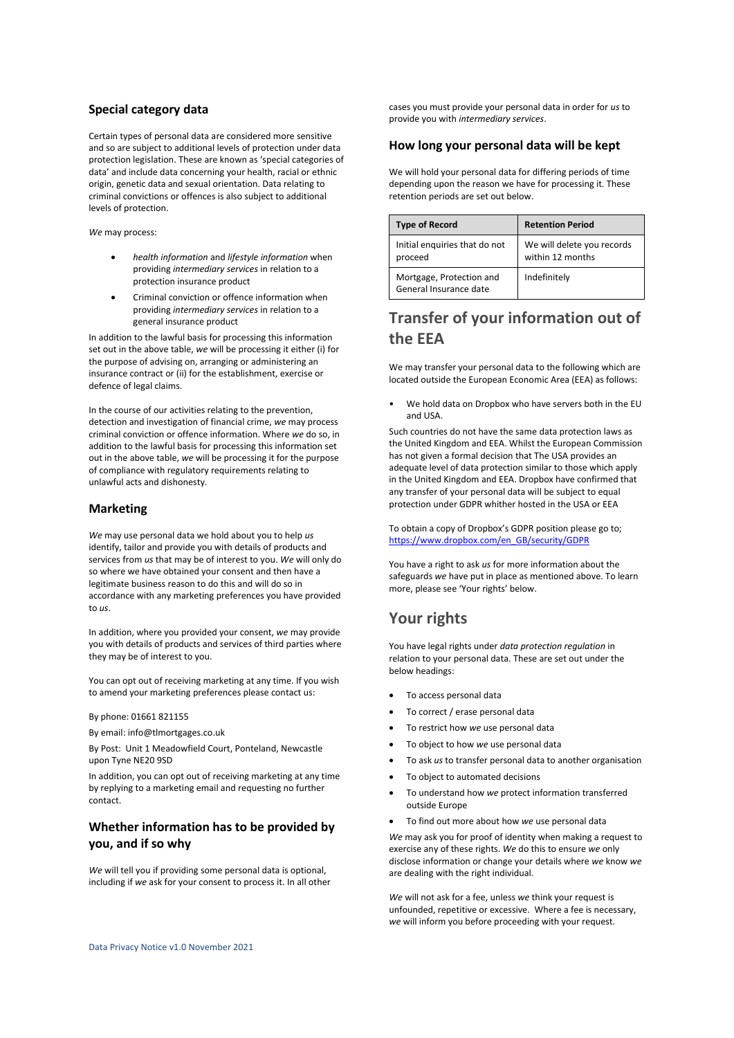### Special category data

Certain types of personal data are considered more sensitive and so are subject to additional levels of protection under data protection legislation. These are known as 'special categories of data' and include data concerning your health, racial or ethnic origin, genetic data and sexual orientation. Data relating to criminal convictions or offences is also subject to additional levels of protection.

*We* may process:

- *health information* and *lifestyle information* when providing *intermediary services* in relation to a protection insurance product
- Criminal conviction or offence information when providing *intermediary services* in relation to a general insurance product

In addition to the lawful basis for processing this information set out in the above table, *we* will be processing it either (i) for the purpose of advising on, arranging or administering an insurance contract or (ii) for the establishment, exercise or defence of legal claims.

In the course of our activities relating to the prevention, detection and investigation of financial crime, *we* may process criminal conviction or offence information. Where *we* do so, in addition to the lawful basis for processing this information set out in the above table, *we* will be processing it for the purpose of compliance with regulatory requirements relating to unlawful acts and dishonesty.

### Marketing

*We* may use personal data we hold about you to help *us* identify, tailor and provide you with details of products and services from *us* that may be of interest to you. *We* will only do so where we have obtained your consent and then have a legitimate business reason to do this and will do so in accordance with any marketing preferences you have provided to *us*.

In addition, where you provided your consent, *we* may provide you with details of products and services of third parties where they may be of interest to you.

You can opt out of receiving marketing at any time. If you wish to amend your marketing preferences please contact us:

By phone: 01661 821155

By email: info@tlmortgages.co.uk

By Post: Unit 1 Meadowfield Court, Ponteland, Newcastle upon Tyne NE20 9SD

In addition, you can opt out of receiving marketing at any time by replying to a marketing email and requesting no further contact.

### Whether information has to be provided by you, and if so why

*We* will tell you if providing some personal data is optional, including if *we* ask for your consent to process it. In all other cases you must provide your personal data in order for *us* to provide you with *intermediary services*.

### How long your personal data will be kept

We will hold your personal data for differing periods of time depending upon the reason we have for processing it. These retention periods are set out below.

| Type of Record | Retention Period |
|---|---|
| Initial enquiries that do not proceed | We will delete you records within 12 months |
| Mortgage, Protection and General Insurance date | Indefinitely |

## Transfer of your information out of the EEA

We may transfer your personal data to the following which are located outside the European Economic Area (EEA) as follows:

- We hold data on Dropbox who have servers both in the EU and USA.

Such countries do not have the same data protection laws as the United Kingdom and EEA. Whilst the European Commission has not given a formal decision that The USA provides an adequate level of data protection similar to those which apply in the United Kingdom and EEA. Dropbox have confirmed that any transfer of your personal data will be subject to equal protection under GDPR whither hosted in the USA or EEA

To obtain a copy of Dropbox's GDPR position please go to; https://www.dropbox.com/en_GB/security/GDPR

You have a right to ask *us* for more information about the safeguards *we* have put in place as mentioned above. To learn more, please see 'Your rights' below.

## Your rights

You have legal rights under *data protection regulation* in relation to your personal data. These are set out under the below headings:

- To access personal data
- To correct / erase personal data
- To restrict how *we* use personal data
- To object to how *we* use personal data
- To ask *us* to transfer personal data to another organisation
- To object to automated decisions
- To understand how *we* protect information transferred outside Europe
- To find out more about how *we* use personal data

*We* may ask you for proof of identity when making a request to exercise any of these rights. *We* do this to ensure *we* only disclose information or change your details where *we* know *we* are dealing with the right individual.

*We* will not ask for a fee, unless *we* think your request is unfounded, repetitive or excessive. Where a fee is necessary, *we* will inform you before proceeding with your request.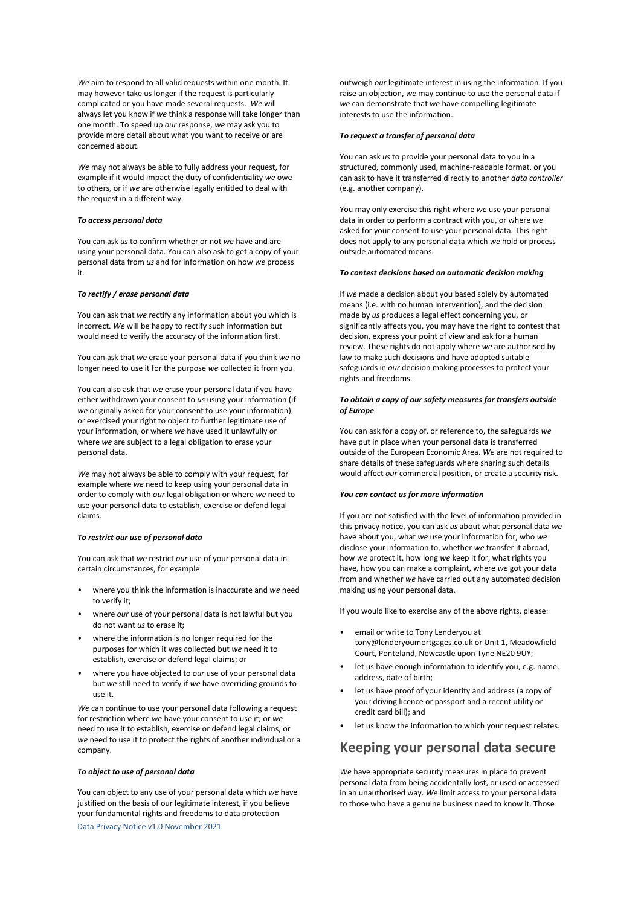*We* aim to respond to all valid requests within one month. It may however take us longer if the request is particularly complicated or you have made several requests. *We* will always let you know if *we* think a response will take longer than one month. To speed up *our* response, *we* may ask you to provide more detail about what you want to receive or are concerned about.

*We* may not always be able to fully address your request, for example if it would impact the duty of confidentiality *we* owe to others, or if *we* are otherwise legally entitled to deal with the request in a different way.

***To access personal data***

You can ask *us* to confirm whether or not *we* have and are using your personal data. You can also ask to get a copy of your personal data from *us* and for information on how *we* process it.

***To rectify / erase personal data***

You can ask that *we* rectify any information about you which is incorrect. *We* will be happy to rectify such information but would need to verify the accuracy of the information first.

You can ask that *we* erase your personal data if you think *we* no longer need to use it for the purpose *we* collected it from you.

You can also ask that *we* erase your personal data if you have either withdrawn your consent to *us* using your information (if *we* originally asked for your consent to use your information), or exercised your right to object to further legitimate use of your information, or where *we* have used it unlawfully or where *we* are subject to a legal obligation to erase your personal data.

*We* may not always be able to comply with your request, for example where *we* need to keep using your personal data in order to comply with *our* legal obligation or where *we* need to use your personal data to establish, exercise or defend legal claims.

***To restrict our use of personal data***

You can ask that *we* restrict *our* use of your personal data in certain circumstances, for example

- where you think the information is inaccurate and *we* need to verify it;
- where *our* use of your personal data is not lawful but you do not want *us* to erase it;
- where the information is no longer required for the purposes for which it was collected but *we* need it to establish, exercise or defend legal claims; or
- where you have objected to *our* use of your personal data but *we* still need to verify if *we* have overriding grounds to use it.

*We* can continue to use your personal data following a request for restriction where *we* have your consent to use it; or *we* need to use it to establish, exercise or defend legal claims, or *we* need to use it to protect the rights of another individual or a company.

***To object to use of personal data***

You can object to any use of your personal data which *we* have justified on the basis of our legitimate interest, if you believe your fundamental rights and freedoms to data protection outweigh *our* legitimate interest in using the information. If you raise an objection, *we* may continue to use the personal data if *we* can demonstrate that *we* have compelling legitimate interests to use the information.

***To request a transfer of personal data***

You can ask *us* to provide your personal data to you in a structured, commonly used, machine-readable format, or you can ask to have it transferred directly to another *data controller* (e.g. another company).

You may only exercise this right where *we* use your personal data in order to perform a contract with you, or where *we* asked for your consent to use your personal data. This right does not apply to any personal data which *we* hold or process outside automated means.

***To contest decisions based on automatic decision making***

If *we* made a decision about you based solely by automated means (i.e. with no human intervention), and the decision made by *us* produces a legal effect concerning you, or significantly affects you, you may have the right to contest that decision, express your point of view and ask for a human review. These rights do not apply where *we* are authorised by law to make such decisions and have adopted suitable safeguards in *our* decision making processes to protect your rights and freedoms.

***To obtain a copy of our safety measures for transfers outside of Europe***

You can ask for a copy of, or reference to, the safeguards *we* have put in place when your personal data is transferred outside of the European Economic Area. *We* are not required to share details of these safeguards where sharing such details would affect *our* commercial position, or create a security risk.

***You can contact us for more information***

If you are not satisfied with the level of information provided in this privacy notice, you can ask *us* about what personal data *we* have about you, what *we* use your information for, who *we* disclose your information to, whether *we* transfer it abroad, how *we* protect it, how long *we* keep it for, what rights you have, how you can make a complaint, where *we* got your data from and whether *we* have carried out any automated decision making using your personal data.

If you would like to exercise any of the above rights, please:

- email or write to Tony Lenderyou at tony@lenderyoumortgages.co.uk or Unit 1, Meadowfield Court, Ponteland, Newcastle upon Tyne NE20 9UY;
- let us have enough information to identify you, e.g. name, address, date of birth;
- let us have proof of your identity and address (a copy of your driving licence or passport and a recent utility or credit card bill); and
- let us know the information to which your request relates.

## Keeping your personal data secure

*We* have appropriate security measures in place to prevent personal data from being accidentally lost, or used or accessed in an unauthorised way. *We* limit access to your personal data to those who have a genuine business need to know it. Those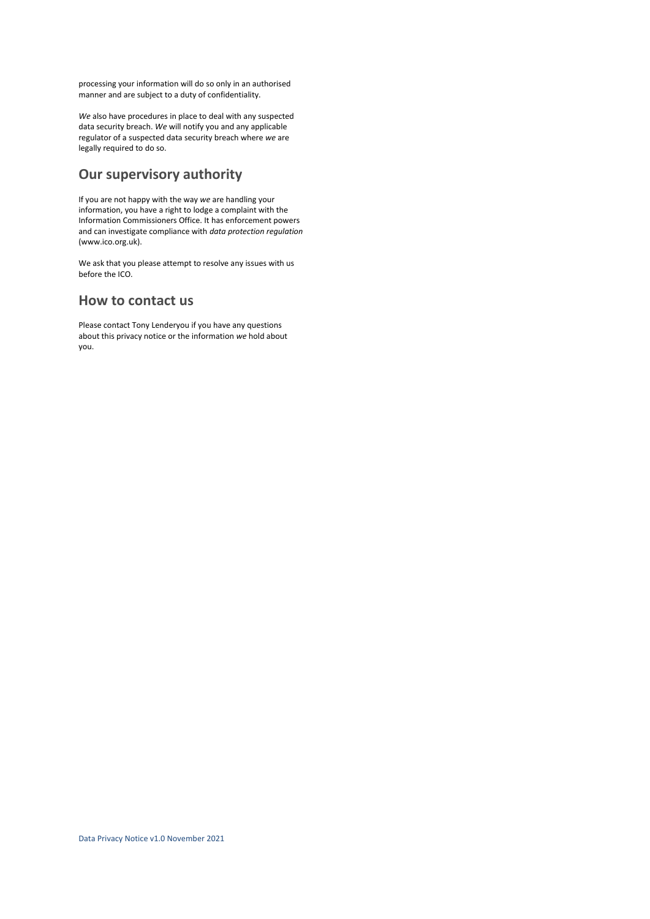processing your information will do so only in an authorised manner and are subject to a duty of confidentiality.

*We* also have procedures in place to deal with any suspected data security breach. *We* will notify you and any applicable regulator of a suspected data security breach where *we* are legally required to do so.

## Our supervisory authority

If you are not happy with the way *we* are handling your information, you have a right to lodge a complaint with the Information Commissioners Office. It has enforcement powers and can investigate compliance with *data protection regulation* (www.ico.org.uk).

We ask that you please attempt to resolve any issues with us before the ICO.

## How to contact us

Please contact Tony Lenderyou if you have any questions about this privacy notice or the information *we* hold about you.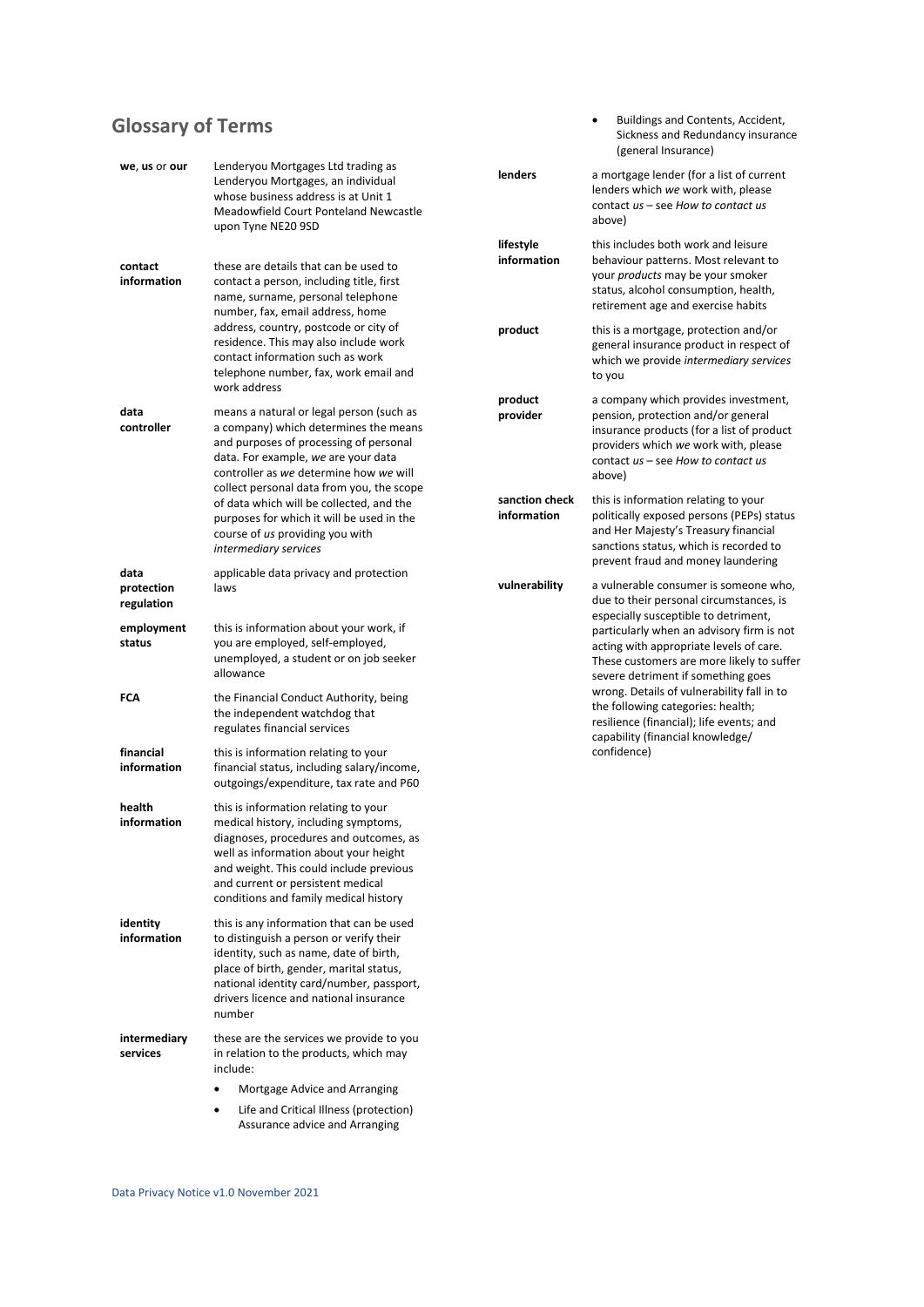## Glossary of Terms

**we**, **us** or **our** — Lenderyou Mortgages Ltd trading as Lenderyou Mortgages, an individual whose business address is at Unit 1 Meadowfield Court Ponteland Newcastle upon Tyne NE20 9SD

**contact information** — these are details that can be used to contact a person, including title, first name, surname, personal telephone number, fax, email address, home address, country, postcode or city of residence. This may also include work contact information such as work telephone number, fax, work email and work address

**data controller** — means a natural or legal person (such as a company) which determines the means and purposes of processing of personal data. For example, *we* are your data controller as *we* determine how *we* will collect personal data from you, the scope of data which will be collected, and the purposes for which it will be used in the course of *us* providing you with *intermediary services*

**data protection regulation** — applicable data privacy and protection laws

**employment status** — this is information about your work, if you are employed, self-employed, unemployed, a student or on job seeker allowance

**FCA** — the Financial Conduct Authority, being the independent watchdog that regulates financial services

**financial information** — this is information relating to your financial status, including salary/income, outgoings/expenditure, tax rate and P60

**health information** — this is information relating to your medical history, including symptoms, diagnoses, procedures and outcomes, as well as information about your height and weight. This could include previous and current or persistent medical conditions and family medical history

**identity information** — this is any information that can be used to distinguish a person or verify their identity, such as name, date of birth, place of birth, gender, marital status, national identity card/number, passport, drivers licence and national insurance number

**intermediary services** — these are the services we provide to you in relation to the products, which may include:

- Mortgage Advice and Arranging
- Life and Critical Illness (protection) Assurance advice and Arranging
- Buildings and Contents, Accident, Sickness and Redundancy insurance (general Insurance)

**lenders** — a mortgage lender (for a list of current lenders which *we* work with, please contact *us* – see *How to contact us* above)

**lifestyle information** — this includes both work and leisure behaviour patterns. Most relevant to your *products* may be your smoker status, alcohol consumption, health, retirement age and exercise habits

**product** — this is a mortgage, protection and/or general insurance product in respect of which we provide *intermediary services* to you

**product provider** — a company which provides investment, pension, protection and/or general insurance products (for a list of product providers which *we* work with, please contact *us* – see *How to contact us* above)

**sanction check information** — this is information relating to your politically exposed persons (PEPs) status and Her Majesty's Treasury financial sanctions status, which is recorded to prevent fraud and money laundering

**vulnerability** — a vulnerable consumer is someone who, due to their personal circumstances, is especially susceptible to detriment, particularly when an advisory firm is not acting with appropriate levels of care. These customers are more likely to suffer severe detriment if something goes wrong. Details of vulnerability fall in to the following categories: health; resilience (financial); life events; and capability (financial knowledge/ confidence)